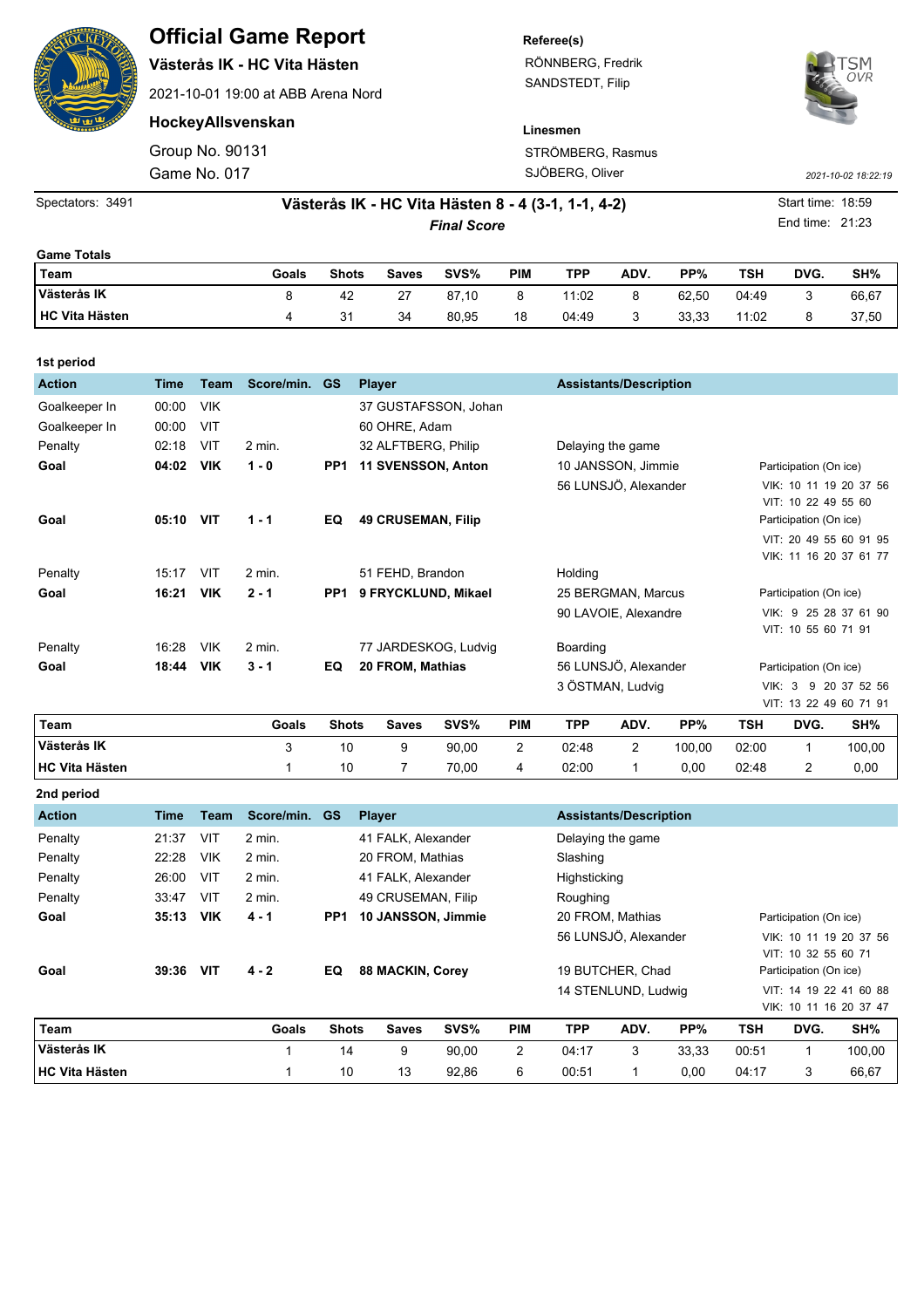# Official Game Report

**Västerås IK - HC Vita Hästen**

2021-10-01 19:00 at ABB Arena Nord

**HockeyAllsvenskan**

Group No. 90131

Game No. 017

**Referee(s)**

RÖNNBERG, Fredrik

SANDSTEDT, Filip

**Linesmen**

STRÖMBERG, Rasmus

SJÖBERG, Oliver

*2021-10-02 18:22:19*

Spectators: 3491

**Västerås IK - HC Vita Hästen 8 - 4 (3-1, 1-1, 4-2)**

***Final Score***

Start time: 18:59

End time: 21:23

**Game Totals**

| Team | Goals | Shots | Saves | SVS% | PIM | TPP | ADV. | PP% | TSH | DVG. | SH% |
|---|---|---|---|---|---|---|---|---|---|---|---|
| Västerås IK | 8 | 42 | 27 | 87,10 | 8 | 11:02 | 8 | 62,50 | 04:49 | 3 | 66,67 |
| HC Vita Hästen | 4 | 31 | 34 | 80,95 | 18 | 04:49 | 3 | 33,33 | 11:02 | 8 | 37,50 |

**1st period**

| Action | Time | Team | Score/min. | GS | Player | Assistants/Description | Participation (On ice) |
|---|---|---|---|---|---|---|---|
| Goalkeeper In | 00:00 | VIK | | | 37 GUSTAFSSON, Johan | | |
| Goalkeeper In | 00:00 | VIT | | | 60 OHRE, Adam | | |
| Penalty | 02:18 | VIT | 2 min. | | 32 ALFTBERG, Philip | Delaying the game | |
| **Goal** | **04:02** | **VIK** | **1 - 0** | **PP1** | **11 SVENSSON, Anton** | 10 JANSSON, Jimmie<br>56 LUNSJÖ, Alexander | VIK: 10 11 19 20 37 56<br>VIT: 10 22 49 55 60 |
| **Goal** | **05:10** | **VIT** | **1 - 1** | **EQ** | **49 CRUSEMAN, Filip** | | VIT: 20 49 55 60 91 95<br>VIK: 11 16 20 37 61 77 |
| Penalty | 15:17 | VIT | 2 min. | | 51 FEHD, Brandon | Holding | |
| **Goal** | **16:21** | **VIK** | **2 - 1** | **PP1** | **9 FRYCKLUND, Mikael** | 25 BERGMAN, Marcus<br>90 LAVOIE, Alexandre | VIK: 9 25 28 37 61 90<br>VIT: 10 55 60 71 91 |
| Penalty | 16:28 | VIK | 2 min. | | 77 JARDESKOG, Ludvig | Boarding | |
| **Goal** | **18:44** | **VIK** | **3 - 1** | **EQ** | **20 FROM, Mathias** | 56 LUNSJÖ, Alexander<br>3 ÖSTMAN, Ludvig | VIK: 3 9 20 37 52 56<br>VIT: 13 22 49 60 71 91 |

| Team | Goals | Shots | Saves | SVS% | PIM | TPP | ADV. | PP% | TSH | DVG. | SH% |
|---|---|---|---|---|---|---|---|---|---|---|---|
| Västerås IK | 3 | 10 | 9 | 90,00 | 2 | 02:48 | 2 | 100,00 | 02:00 | 1 | 100,00 |
| HC Vita Hästen | 1 | 10 | 7 | 70,00 | 4 | 02:00 | 1 | 0,00 | 02:48 | 2 | 0,00 |

**2nd period**

| Action | Time | Team | Score/min. | GS | Player | Assistants/Description | Participation (On ice) |
|---|---|---|---|---|---|---|---|
| Penalty | 21:37 | VIT | 2 min. | | 41 FALK, Alexander | Delaying the game | |
| Penalty | 22:28 | VIK | 2 min. | | 20 FROM, Mathias | Slashing | |
| Penalty | 26:00 | VIT | 2 min. | | 41 FALK, Alexander | Highsticking | |
| Penalty | 33:47 | VIT | 2 min. | | 49 CRUSEMAN, Filip | Roughing | |
| **Goal** | **35:13** | **VIK** | **4 - 1** | **PP1** | **10 JANSSON, Jimmie** | 20 FROM, Mathias<br>56 LUNSJÖ, Alexander | VIK: 10 11 19 20 37 56<br>VIT: 10 32 55 60 71 |
| **Goal** | **39:36** | **VIT** | **4 - 2** | **EQ** | **88 MACKIN, Corey** | 19 BUTCHER, Chad<br>14 STENLUND, Ludwig | VIT: 14 19 22 41 60 88<br>VIK: 10 11 16 20 37 47 |

| Team | Goals | Shots | Saves | SVS% | PIM | TPP | ADV. | PP% | TSH | DVG. | SH% |
|---|---|---|---|---|---|---|---|---|---|---|---|
| Västerås IK | 1 | 14 | 9 | 90,00 | 2 | 04:17 | 3 | 33,33 | 00:51 | 1 | 100,00 |
| HC Vita Hästen | 1 | 10 | 13 | 92,86 | 6 | 00:51 | 1 | 0,00 | 04:17 | 3 | 66,67 |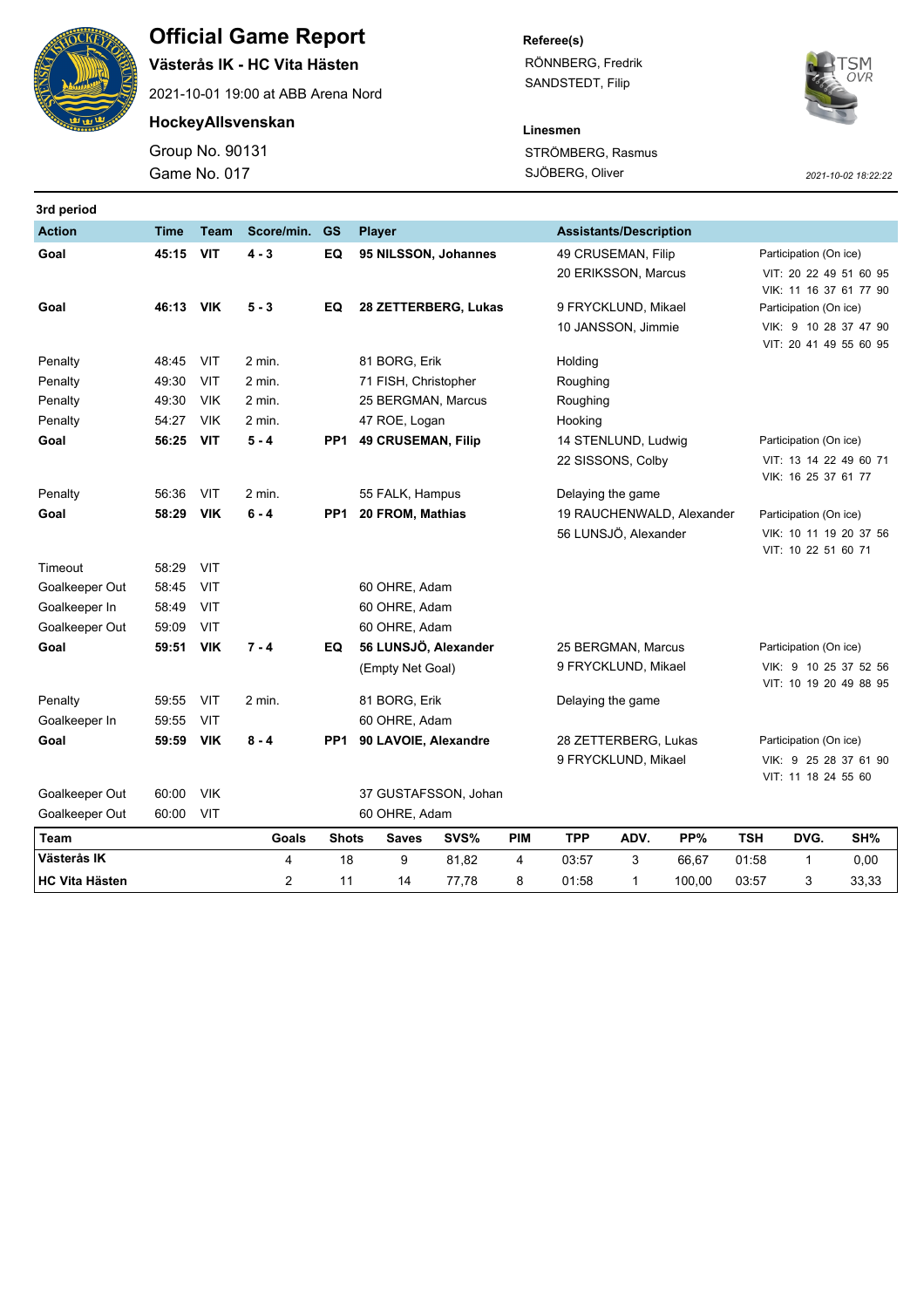# Official Game Report

**Västerås IK - HC Vita Hästen**

2021-10-01 19:00 at ABB Arena Nord

**HockeyAllsvenskan**

Group No. 90131

Game No. 017

**Referee(s)**

RÖNNBERG, Fredrik

SANDSTEDT, Filip

**Linesmen**

STRÖMBERG, Rasmus

SJÖBERG, Oliver

2021-10-02 18:22:22

### 3rd period

| Action | Time | Team | Score/min. | GS | Player | Assistants/Description | |
|---|---|---|---|---|---|---|---|
| **Goal** | **45:15** | **VIT** | **4 - 3** | **EQ** | **95 NILSSON, Johannes** | 49 CRUSEMAN, Filip<br>20 ERIKSSON, Marcus | Participation (On ice)<br>VIT: 20 22 49 51 60 95<br>VIK: 11 16 37 61 77 90 |
| **Goal** | **46:13** | **VIK** | **5 - 3** | **EQ** | **28 ZETTERBERG, Lukas** | 9 FRYCKLUND, Mikael<br>10 JANSSON, Jimmie | Participation (On ice)<br>VIK: 9 10 28 37 47 90<br>VIT: 20 41 49 55 60 95 |
| Penalty | 48:45 | VIT | 2 min. | | 81 BORG, Erik | Holding | |
| Penalty | 49:30 | VIT | 2 min. | | 71 FISH, Christopher | Roughing | |
| Penalty | 49:30 | VIK | 2 min. | | 25 BERGMAN, Marcus | Roughing | |
| Penalty | 54:27 | VIK | 2 min. | | 47 ROE, Logan | Hooking | |
| **Goal** | **56:25** | **VIT** | **5 - 4** | **PP1** | **49 CRUSEMAN, Filip** | 14 STENLUND, Ludwig<br>22 SISSONS, Colby | Participation (On ice)<br>VIT: 13 14 22 49 60 71<br>VIK: 16 25 37 61 77 |
| Penalty | 56:36 | VIT | 2 min. | | 55 FALK, Hampus | Delaying the game | |
| **Goal** | **58:29** | **VIK** | **6 - 4** | **PP1** | **20 FROM, Mathias** | 19 RAUCHENWALD, Alexander<br>56 LUNSJÖ, Alexander | Participation (On ice)<br>VIK: 10 11 19 20 37 56<br>VIT: 10 22 51 60 71 |
| Timeout | 58:29 | VIT | | | | | |
| Goalkeeper Out | 58:45 | VIT | | | 60 OHRE, Adam | | |
| Goalkeeper In | 58:49 | VIT | | | 60 OHRE, Adam | | |
| Goalkeeper Out | 59:09 | VIT | | | 60 OHRE, Adam | | |
| **Goal** | **59:51** | **VIK** | **7 - 4** | **EQ** | **56 LUNSJÖ, Alexander**<br>(Empty Net Goal) | 25 BERGMAN, Marcus<br>9 FRYCKLUND, Mikael | Participation (On ice)<br>VIK: 9 10 25 37 52 56<br>VIT: 10 19 20 49 88 95 |
| Penalty | 59:55 | VIT | 2 min. | | 81 BORG, Erik | Delaying the game | |
| Goalkeeper In | 59:55 | VIT | | | 60 OHRE, Adam | | |
| **Goal** | **59:59** | **VIK** | **8 - 4** | **PP1** | **90 LAVOIE, Alexandre** | 28 ZETTERBERG, Lukas<br>9 FRYCKLUND, Mikael | Participation (On ice)<br>VIK: 9 25 28 37 61 90<br>VIT: 11 18 24 55 60 |
| Goalkeeper Out | 60:00 | VIK | | | 37 GUSTAFSSON, Johan | | |
| Goalkeeper Out | 60:00 | VIT | | | 60 OHRE, Adam | | |

| Team | Goals | Shots | Saves | SVS% | PIM | TPP | ADV. | PP% | TSH | DVG. | SH% |
|---|---|---|---|---|---|---|---|---|---|---|---|
| **Västerås IK** | 4 | 18 | 9 | 81,82 | 4 | 03:57 | 3 | 66,67 | 01:58 | 1 | 0,00 |
| **HC Vita Hästen** | 2 | 11 | 14 | 77,78 | 8 | 01:58 | 1 | 100,00 | 03:57 | 3 | 33,33 |